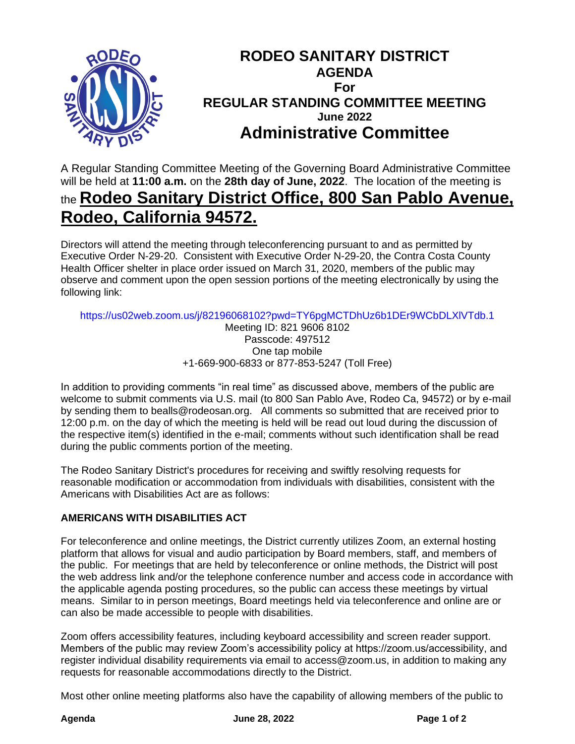# RODEO SANITARY DISTRICT

## AGENDA
## For
## REGULAR STANDING COMMITTEE MEETING
### June 2022
## Administrative Committee

A Regular Standing Committee Meeting of the Governing Board Administrative Committee will be held at **11:00 a.m.** on the **28th day of June, 2022**. The location of the meeting is the **Rodeo Sanitary District Office, 800 San Pablo Avenue, Rodeo, California 94572.**

Directors will attend the meeting through teleconferencing pursuant to and as permitted by Executive Order N-29-20. Consistent with Executive Order N-29-20, the Contra Costa County Health Officer shelter in place order issued on March 31, 2020, members of the public may observe and comment upon the open session portions of the meeting electronically by using the following link:

https://us02web.zoom.us/j/82196068102?pwd=TY6pgMCTDhUz6b1DEr9WCbDLXlVTdb.1
Meeting ID: 821 9606 8102
Passcode: 497512
One tap mobile
+1-669-900-6833 or 877-853-5247 (Toll Free)

In addition to providing comments "in real time" as discussed above, members of the public are welcome to submit comments via U.S. mail (to 800 San Pablo Ave, Rodeo Ca, 94572) or by e-mail by sending them to bealls@rodeosan.org. All comments so submitted that are received prior to 12:00 p.m. on the day of which the meeting is held will be read out loud during the discussion of the respective item(s) identified in the e-mail; comments without such identification shall be read during the public comments portion of the meeting.

The Rodeo Sanitary District's procedures for receiving and swiftly resolving requests for reasonable modification or accommodation from individuals with disabilities, consistent with the Americans with Disabilities Act are as follows:

**AMERICANS WITH DISABILITIES ACT**

For teleconference and online meetings, the District currently utilizes Zoom, an external hosting platform that allows for visual and audio participation by Board members, staff, and members of the public. For meetings that are held by teleconference or online methods, the District will post the web address link and/or the telephone conference number and access code in accordance with the applicable agenda posting procedures, so the public can access these meetings by virtual means. Similar to in person meetings, Board meetings held via teleconference and online are or can also be made accessible to people with disabilities.

Zoom offers accessibility features, including keyboard accessibility and screen reader support. Members of the public may review Zoom's accessibility policy at https://zoom.us/accessibility, and register individual disability requirements via email to access@zoom.us, in addition to making any requests for reasonable accommodations directly to the District.

Most other online meeting platforms also have the capability of allowing members of the public to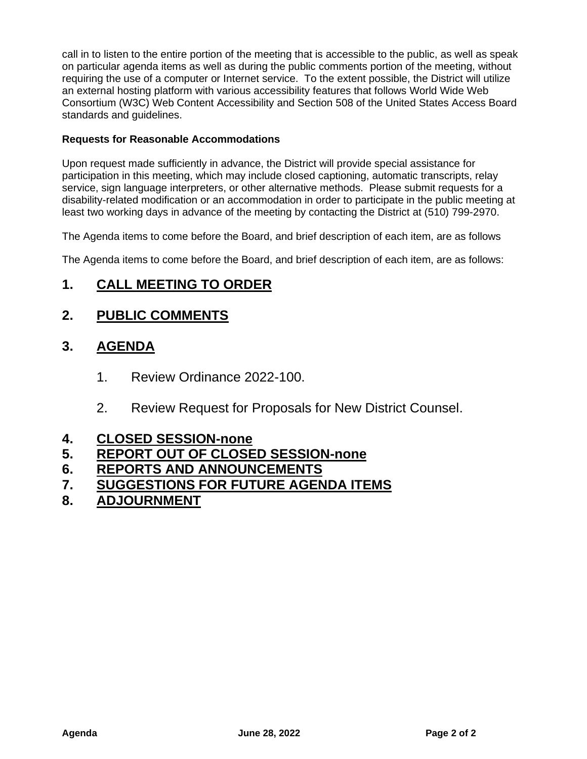call in to listen to the entire portion of the meeting that is accessible to the public, as well as speak on particular agenda items as well as during the public comments portion of the meeting, without requiring the use of a computer or Internet service. To the extent possible, the District will utilize an external hosting platform with various accessibility features that follows World Wide Web Consortium (W3C) Web Content Accessibility and Section 508 of the United States Access Board standards and guidelines.

**Requests for Reasonable Accommodations**

Upon request made sufficiently in advance, the District will provide special assistance for participation in this meeting, which may include closed captioning, automatic transcripts, relay service, sign language interpreters, or other alternative methods. Please submit requests for a disability-related modification or an accommodation in order to participate in the public meeting at least two working days in advance of the meeting by contacting the District at (510) 799-2970.

The Agenda items to come before the Board, and brief description of each item, are as follows

The Agenda items to come before the Board, and brief description of each item, are as follows:

## 1. CALL MEETING TO ORDER

## 2. PUBLIC COMMENTS

## 3. AGENDA

1. Review Ordinance 2022-100.

2. Review Request for Proposals for New District Counsel.

## 4. CLOSED SESSION-none

## 5. REPORT OUT OF CLOSED SESSION-none

## 6. REPORTS AND ANNOUNCEMENTS

## 7. SUGGESTIONS FOR FUTURE AGENDA ITEMS

## 8. ADJOURNMENT